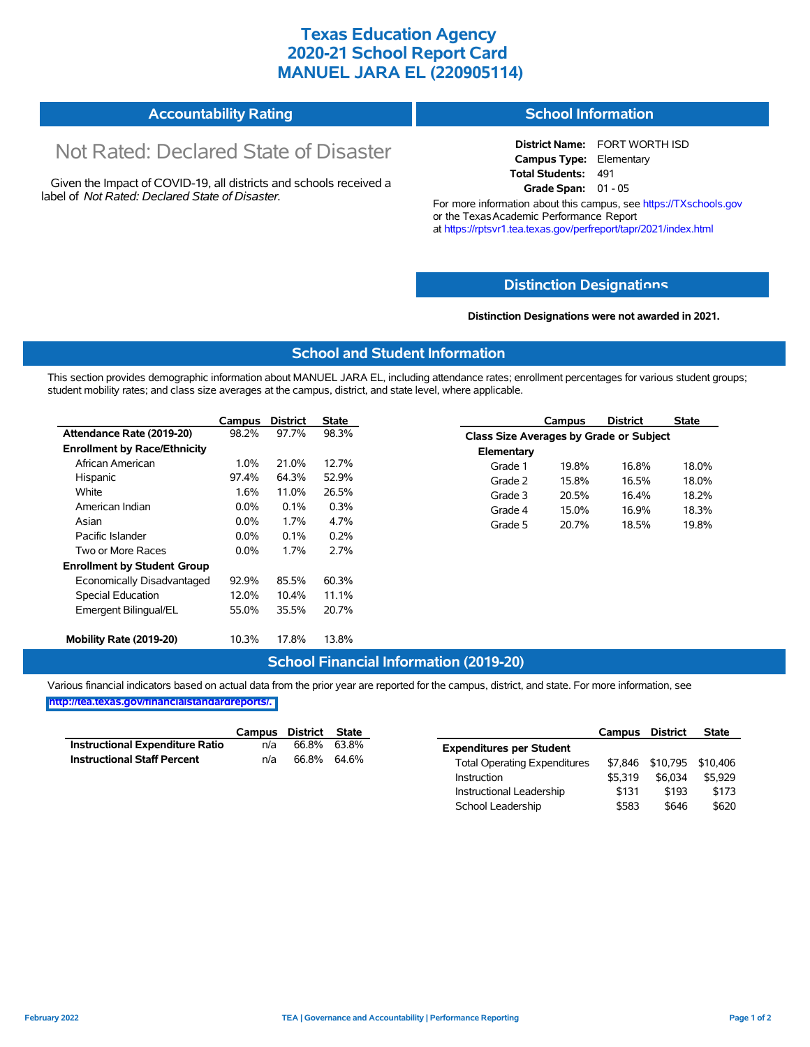# Texas Education Agency
# 2020-21 School Report Card
# MANUEL JARA EL (220905114)

## Accountability Rating

Not Rated: Declared State of Disaster

Given the Impact of COVID-19, all districts and schools received a label of *Not Rated: Declared State of Disaster*.

## School Information

**District Name:** FORT WORTH ISD
**Campus Type:** Elementary
**Total Students:** 491
**Grade Span:** 01 - 05

For more information about this campus, see https://TXschools.gov or the Texas Academic Performance Report at https://rptsvr1.tea.texas.gov/perfreport/tapr/2021/index.html

## Distinction Designations

**Distinction Designations were not awarded in 2021.**

## School and Student Information

This section provides demographic information about MANUEL JARA EL, including attendance rates; enrollment percentages for various student groups; student mobility rates; and class size averages at the campus, district, and state level, where applicable.

| | Campus | District | State |
|---|---|---|---|
| **Attendance Rate (2019-20)** | 98.2% | 97.7% | 98.3% |
| **Enrollment by Race/Ethnicity** | | | |
| African American | 1.0% | 21.0% | 12.7% |
| Hispanic | 97.4% | 64.3% | 52.9% |
| White | 1.6% | 11.0% | 26.5% |
| American Indian | 0.0% | 0.1% | 0.3% |
| Asian | 0.0% | 1.7% | 4.7% |
| Pacific Islander | 0.0% | 0.1% | 0.2% |
| Two or More Races | 0.0% | 1.7% | 2.7% |
| **Enrollment by Student Group** | | | |
| Economically Disadvantaged | 92.9% | 85.5% | 60.3% |
| Special Education | 12.0% | 10.4% | 11.1% |
| Emergent Bilingual/EL | 55.0% | 35.5% | 20.7% |
| **Mobility Rate (2019-20)** | 10.3% | 17.8% | 13.8% |

| | Campus | District | State |
|---|---|---|---|
| **Class Size Averages by Grade or Subject** | | | |
| **Elementary** | | | |
| Grade 1 | 19.8% | 16.8% | 18.0% |
| Grade 2 | 15.8% | 16.5% | 18.0% |
| Grade 3 | 20.5% | 16.4% | 18.2% |
| Grade 4 | 15.0% | 16.9% | 18.3% |
| Grade 5 | 20.7% | 18.5% | 19.8% |

## School Financial Information (2019-20)

Various financial indicators based on actual data from the prior year are reported for the campus, district, and state. For more information, see http://tea.texas.gov/financialstandardreports/.

| | Campus | District | State |
|---|---|---|---|
| **Instructional Expenditure Ratio** | n/a | 66.8% | 63.8% |
| **Instructional Staff Percent** | n/a | 66.8% | 64.6% |

| | Campus | District | State |
|---|---|---|---|
| **Expenditures per Student** | | | |
| Total Operating Expenditures | $7,846 | $10,795 | $10,406 |
| Instruction | $5,319 | $6,034 | $5,929 |
| Instructional Leadership | $131 | $193 | $173 |
| School Leadership | $583 | $646 | $620 |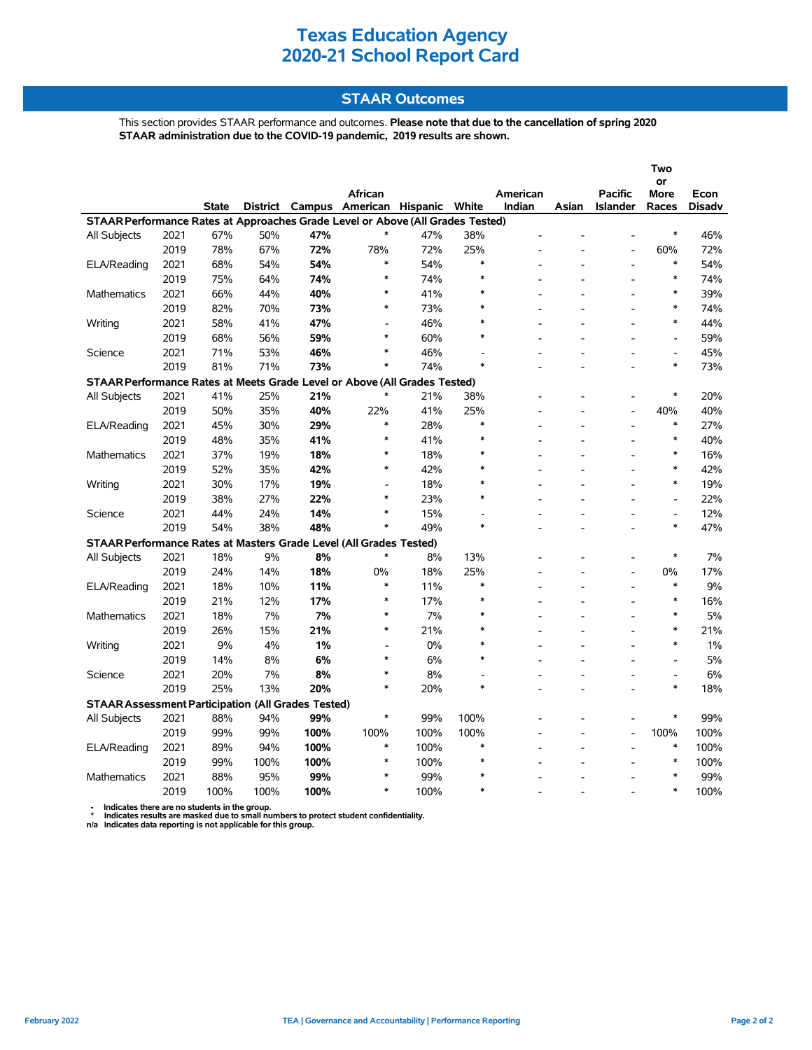# Texas Education Agency
# 2020-21 School Report Card

## STAAR Outcomes

This section provides STAAR performance and outcomes. **Please note that due to the cancellation of spring 2020 STAAR administration due to the COVID-19 pandemic, 2019 results are shown.**

| | | State | District | Campus | African American | Hispanic | White | American Indian | Asian | Pacific Islander | Two or More Races | Econ Disadv |
|---|---|---|---|---|---|---|---|---|---|---|---|---|
| **STAAR Performance Rates at Approaches Grade Level or Above (All Grades Tested)** | | | | | | | | | | | | |
| All Subjects | 2021 | 67% | 50% | **47%** | * | 47% | 38% | - | - | - | * | 46% |
| | 2019 | 78% | 67% | **72%** | 78% | 72% | 25% | - | - | - | 60% | 72% |
| ELA/Reading | 2021 | 68% | 54% | **54%** | * | 54% | * | - | - | - | * | 54% |
| | 2019 | 75% | 64% | **74%** | * | 74% | * | - | - | - | * | 74% |
| Mathematics | 2021 | 66% | 44% | **40%** | * | 41% | * | - | - | - | * | 39% |
| | 2019 | 82% | 70% | **73%** | * | 73% | * | - | - | - | * | 74% |
| Writing | 2021 | 58% | 41% | **47%** | - | 46% | * | - | - | - | * | 44% |
| | 2019 | 68% | 56% | **59%** | * | 60% | * | - | - | - | - | 59% |
| Science | 2021 | 71% | 53% | **46%** | * | 46% | - | - | - | - | - | 45% |
| | 2019 | 81% | 71% | **73%** | * | 74% | * | - | - | - | * | 73% |
| **STAAR Performance Rates at Meets Grade Level or Above (All Grades Tested)** | | | | | | | | | | | | |
| All Subjects | 2021 | 41% | 25% | **21%** | * | 21% | 38% | - | - | - | * | 20% |
| | 2019 | 50% | 35% | **40%** | 22% | 41% | 25% | - | - | - | 40% | 40% |
| ELA/Reading | 2021 | 45% | 30% | **29%** | * | 28% | * | - | - | - | * | 27% |
| | 2019 | 48% | 35% | **41%** | * | 41% | * | - | - | - | * | 40% |
| Mathematics | 2021 | 37% | 19% | **18%** | * | 18% | * | - | - | - | * | 16% |
| | 2019 | 52% | 35% | **42%** | * | 42% | * | - | - | - | * | 42% |
| Writing | 2021 | 30% | 17% | **19%** | - | 18% | * | - | - | - | * | 19% |
| | 2019 | 38% | 27% | **22%** | * | 23% | * | - | - | - | - | 22% |
| Science | 2021 | 44% | 24% | **14%** | * | 15% | - | - | - | - | - | 12% |
| | 2019 | 54% | 38% | **48%** | * | 49% | * | - | - | - | * | 47% |
| **STAAR Performance Rates at Masters Grade Level (All Grades Tested)** | | | | | | | | | | | | |
| All Subjects | 2021 | 18% | 9% | **8%** | * | 8% | 13% | - | - | - | * | 7% |
| | 2019 | 24% | 14% | **18%** | 0% | 18% | 25% | - | - | - | 0% | 17% |
| ELA/Reading | 2021 | 18% | 10% | **11%** | * | 11% | * | - | - | - | * | 9% |
| | 2019 | 21% | 12% | **17%** | * | 17% | * | - | - | - | * | 16% |
| Mathematics | 2021 | 18% | 7% | **7%** | * | 7% | * | - | - | - | * | 5% |
| | 2019 | 26% | 15% | **21%** | * | 21% | * | - | - | - | * | 21% |
| Writing | 2021 | 9% | 4% | **1%** | - | 0% | * | - | - | - | * | 1% |
| | 2019 | 14% | 8% | **6%** | * | 6% | * | - | - | - | - | 5% |
| Science | 2021 | 20% | 7% | **8%** | * | 8% | - | - | - | - | - | 6% |
| | 2019 | 25% | 13% | **20%** | * | 20% | * | - | - | - | * | 18% |
| **STAAR Assessment Participation (All Grades Tested)** | | | | | | | | | | | | |
| All Subjects | 2021 | 88% | 94% | **99%** | * | 99% | 100% | - | - | - | * | 99% |
| | 2019 | 99% | 99% | **100%** | 100% | 100% | 100% | - | - | - | 100% | 100% |
| ELA/Reading | 2021 | 89% | 94% | **100%** | * | 100% | * | - | - | - | * | 100% |
| | 2019 | 99% | 100% | **100%** | * | 100% | * | - | - | - | * | 100% |
| Mathematics | 2021 | 88% | 95% | **99%** | * | 99% | * | - | - | - | * | 99% |
| | 2019 | 100% | 100% | **100%** | * | 100% | * | - | - | - | * | 100% |

- Indicates there are no students in the group.
* Indicates results are masked due to small numbers to protect student confidentiality.
n/a Indicates data reporting is not applicable for this group.